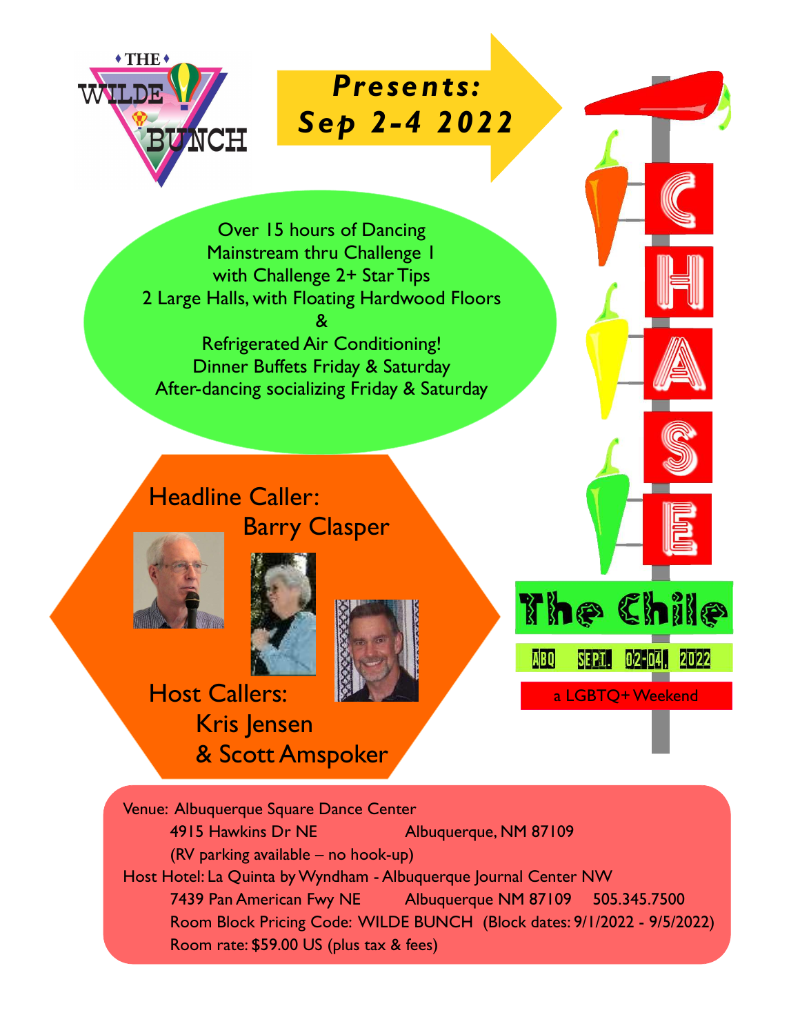THE WILDE BUNCH

# Presents: Sep 2-4 2022

Over 15 hours of Dancing
Mainstream thru Challenge 1
with Challenge 2+ Star Tips
2 Large Halls, with Floating Hardwood Floors
&
Refrigerated Air Conditioning!
Dinner Buffets Friday & Saturday
After-dancing socializing Friday & Saturday

## CHASE The Chile

ABQ SEPT. 02-04, 2022

a LGBTQ+ Weekend

Headline Caller:
Barry Clasper

Host Callers:
Kris Jensen
& Scott Amspoker

Venue: Albuquerque Square Dance Center
4915 Hawkins Dr NE Albuquerque, NM 87109
(RV parking available – no hook-up)

Host Hotel: La Quinta by Wyndham - Albuquerque Journal Center NW
7439 Pan American Fwy NE Albuquerque NM 87109 505.345.7500
Room Block Pricing Code: WILDE BUNCH (Block dates: 9/1/2022 - 9/5/2022)
Room rate: $59.00 US (plus tax & fees)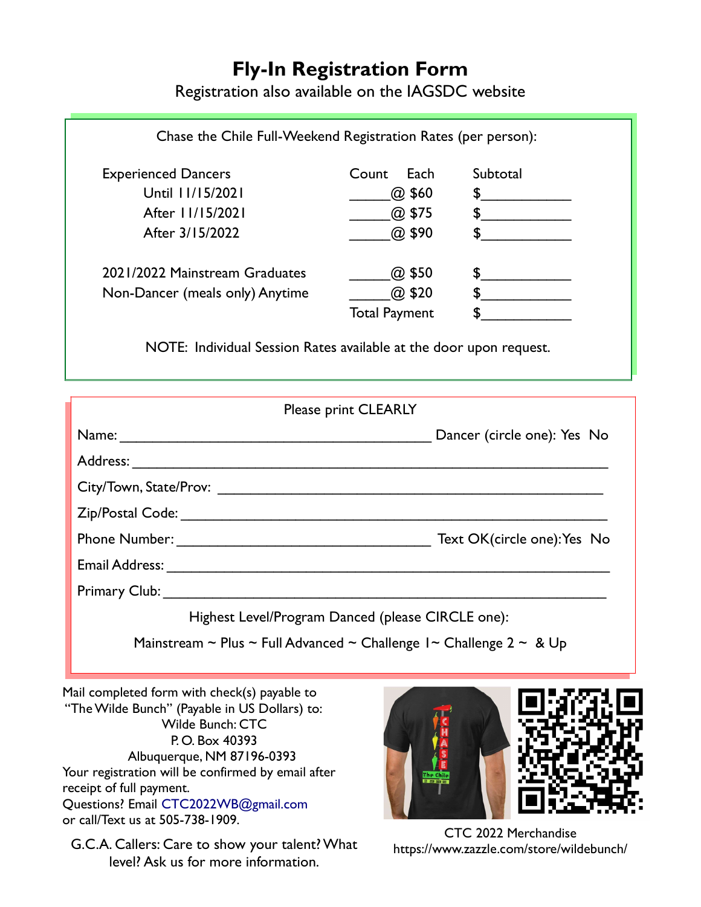# Fly-In Registration Form

Registration also available on the IAGSDC website

Chase the Chile Full-Weekend Registration Rates (per person):

| | Count | Each | Subtotal |
|---|---|---|---|
| Experienced Dancers | | | |
| Until 11/15/2021 | _____ | @ $60 | $___________ |
| After 11/15/2021 | _____ | @ $75 | $___________ |
| After 3/15/2022 | _____ | @ $90 | $___________ |
| 2021/2022 Mainstream Graduates | _____ | @ $50 | $___________ |
| Non-Dancer (meals only) Anytime | _____ | @ $20 | $___________ |
| | Total Payment | | $___________ |

NOTE: Individual Session Rates available at the door upon request.

Please print CLEARLY

Name: ________________________________________ Dancer (circle one): Yes No

Address: ________________________________________________________

City/Town, State/Prov: _____________________________________________

Zip/Postal Code: __________________________________________________

Phone Number: _______________________________ Text OK(circle one): Yes No

Email Address: ___________________________________________________

Primary Club: ____________________________________________________

Highest Level/Program Danced (please CIRCLE one):

Mainstream ~ Plus ~ Full Advanced ~ Challenge 1~ Challenge 2 ~ & Up

Mail completed form with check(s) payable to "The Wilde Bunch" (Payable in US Dollars) to:

Wilde Bunch: CTC
P. O. Box 40393
Albuquerque, NM 87196-0393

Your registration will be confirmed by email after receipt of full payment.
Questions? Email CTC2022WB@gmail.com
or call/Text us at 505-738-1909.

G.C.A. Callers: Care to show your talent? What level? Ask us for more information.

CTC 2022 Merchandise
https://www.zazzle.com/store/wildebunch/